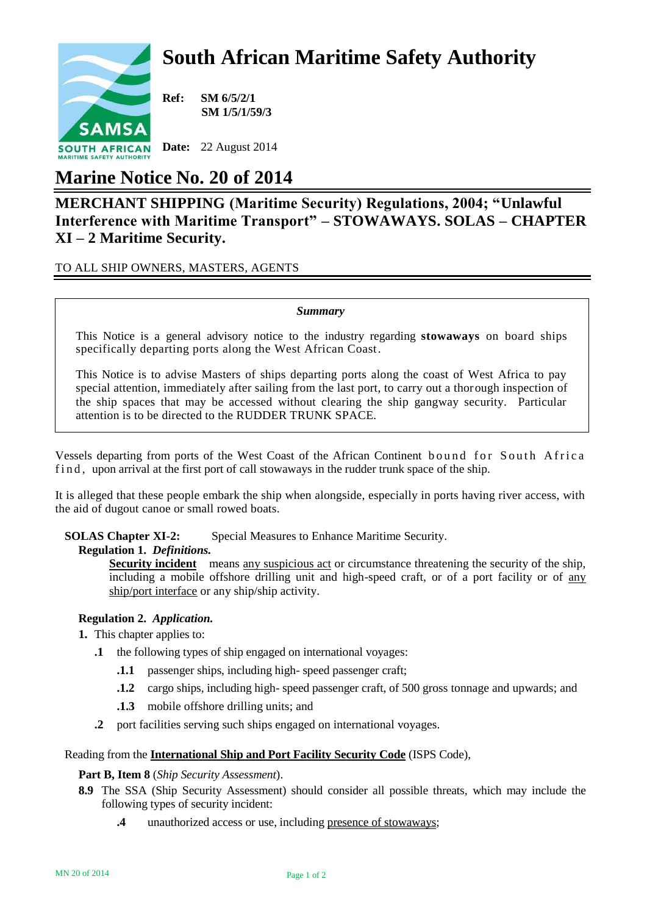# South African Maritime Safety Authority

**Ref:** **SM 6/5/2/1**
**SM 1/5/1/59/3**

**Date:** 22 August 2014

# Marine Notice No. 20 of 2014

## MERCHANT SHIPPING (Maritime Security) Regulations, 2004; "Unlawful Interference with Maritime Transport" – STOWAWAYS. SOLAS – CHAPTER XI – 2 Maritime Security.

TO ALL SHIP OWNERS, MASTERS, AGENTS

***Summary***

This Notice is a general advisory notice to the industry regarding **stowaways** on board ships specifically departing ports along the West African Coast.

This Notice is to advise Masters of ships departing ports along the coast of West Africa to pay special attention, immediately after sailing from the last port, to carry out a thorough inspection of the ship spaces that may be accessed without clearing the ship gangway security. Particular attention is to be directed to the RUDDER TRUNK SPACE.

Vessels departing from ports of the West Coast of the African Continent bound for South Africa find, upon arrival at the first port of call stowaways in the rudder trunk space of the ship.

It is alleged that these people embark the ship when alongside, especially in ports having river access, with the aid of dugout canoe or small rowed boats.

**SOLAS Chapter XI-2:** Special Measures to Enhance Maritime Security.

**Regulation 1.** ***Definitions.***

**Security incident** means any suspicious act or circumstance threatening the security of the ship, including a mobile offshore drilling unit and high-speed craft, or of a port facility or of any ship/port interface or any ship/ship activity.

**Regulation 2.** ***Application.***

**1.** This chapter applies to:

- **.1** the following types of ship engaged on international voyages:
  - **.1.1** passenger ships, including high- speed passenger craft;
  - **.1.2** cargo ships, including high- speed passenger craft, of 500 gross tonnage and upwards; and
  - **.1.3** mobile offshore drilling units; and
- **.2** port facilities serving such ships engaged on international voyages.

Reading from the **International Ship and Port Facility Security Code** (ISPS Code),

**Part B, Item 8** (*Ship Security Assessment*).

**8.9** The SSA (Ship Security Assessment) should consider all possible threats, which may include the following types of security incident:

- **.4** unauthorized access or use, including presence of stowaways;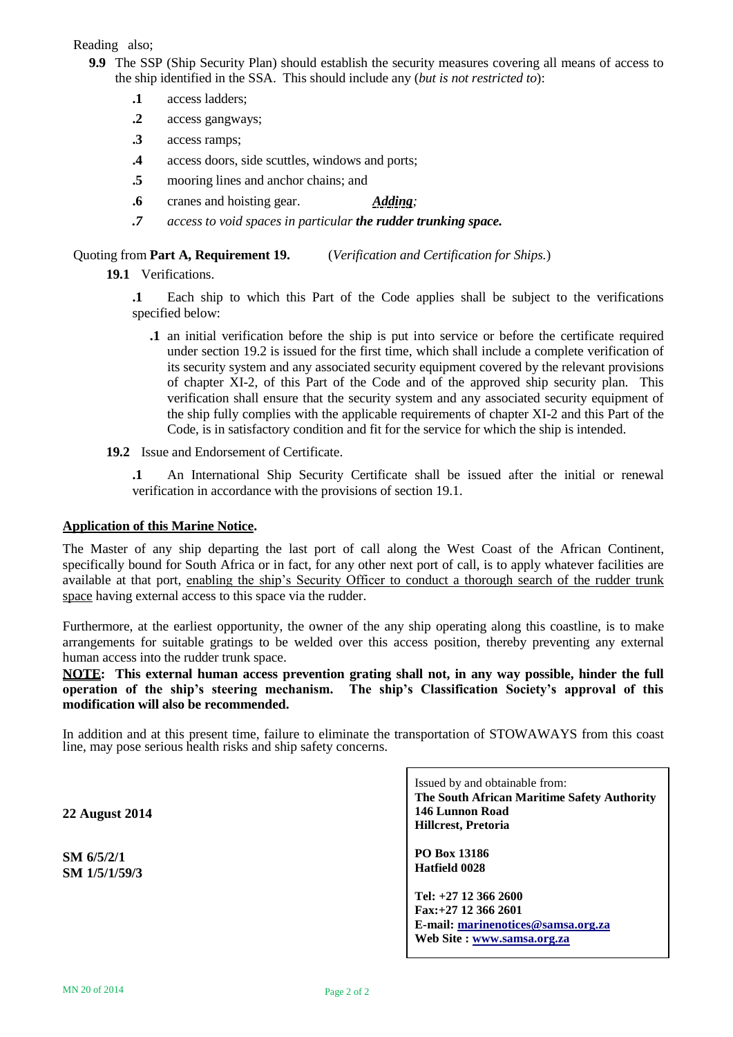Reading also;

**9.9** The SSP (Ship Security Plan) should establish the security measures covering all means of access to the ship identified in the SSA. This should include any (*but is not restricted to*):

- **.1** access ladders;
- **.2** access gangways;
- **.3** access ramps;
- **.4** access doors, side scuttles, windows and ports;
- **.5** mooring lines and anchor chains; and
- **.6** cranes and hoisting gear. ***Adding;***
- ***.7*** *access to void spaces in particular* ***the rudder trunking space.***

Quoting from **Part A, Requirement 19.** (*Verification and Certification for Ships.*)

**19.1** Verifications.

**.1** Each ship to which this Part of the Code applies shall be subject to the verifications specified below:

**.1** an initial verification before the ship is put into service or before the certificate required under section 19.2 is issued for the first time, which shall include a complete verification of its security system and any associated security equipment covered by the relevant provisions of chapter XI-2, of this Part of the Code and of the approved ship security plan. This verification shall ensure that the security system and any associated security equipment of the ship fully complies with the applicable requirements of chapter XI-2 and this Part of the Code, is in satisfactory condition and fit for the service for which the ship is intended.

**19.2** Issue and Endorsement of Certificate.

**.1** An International Ship Security Certificate shall be issued after the initial or renewal verification in accordance with the provisions of section 19.1.

## Application of this Marine Notice.

The Master of any ship departing the last port of call along the West Coast of the African Continent, specifically bound for South Africa or in fact, for any other next port of call, is to apply whatever facilities are available at that port, enabling the ship's Security Officer to conduct a thorough search of the rudder trunk space having external access to this space via the rudder.

Furthermore, at the earliest opportunity, the owner of the any ship operating along this coastline, is to make arrangements for suitable gratings to be welded over this access position, thereby preventing any external human access into the rudder trunk space.

**NOTE: This external human access prevention grating shall not, in any way possible, hinder the full operation of the ship's steering mechanism. The ship's Classification Society's approval of this modification will also be recommended.**

In addition and at this present time, failure to eliminate the transportation of STOWAWAYS from this coast line, may pose serious health risks and ship safety concerns.

**22 August 2014**

**SM 6/5/2/1**
**SM 1/5/1/59/3**

Issued by and obtainable from:
**The South African Maritime Safety Authority**
**146 Lunnon Road**
**Hillcrest, Pretoria**

**PO Box 13186**
**Hatfield 0028**

**Tel: +27 12 366 2600**
**Fax:+27 12 366 2601**
**E-mail: marinenotices@samsa.org.za**
**Web Site : www.samsa.org.za**

MN 20 of 2014